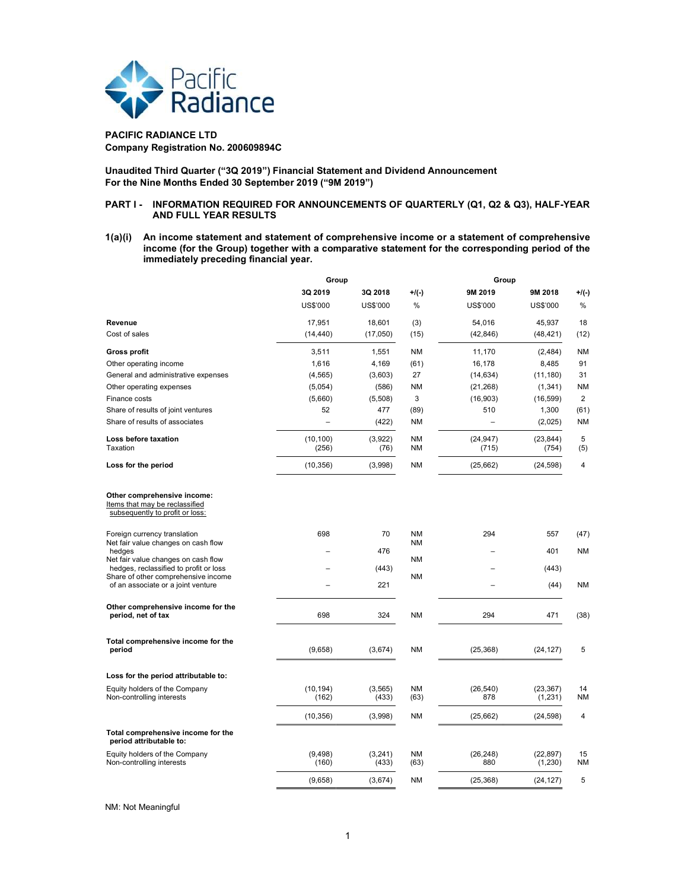**PACIFIC RADIANCE LTD**
**Company Registration No. 200609894C**

**Unaudited Third Quarter ("3Q 2019") Financial Statement and Dividend Announcement For the Nine Months Ended 30 September 2019 ("9M 2019")**

## PART I - INFORMATION REQUIRED FOR ANNOUNCEMENTS OF QUARTERLY (Q1, Q2 & Q3), HALF-YEAR AND FULL YEAR RESULTS

**1(a)(i) An income statement and statement of comprehensive income or a statement of comprehensive income (for the Group) together with a comparative statement for the corresponding period of the immediately preceding financial year.**

| | Group | | | Group | | |
|---|---|---|---|---|---|---|
| | 3Q 2019 | 3Q 2018 | +/(-) | 9M 2019 | 9M 2018 | +/(-) |
| | US$'000 | US$'000 | % | US$'000 | US$'000 | % |
| **Revenue** | 17,951 | 18,601 | (3) | 54,016 | 45,937 | 18 |
| Cost of sales | (14,440) | (17,050) | (15) | (42,846) | (48,421) | (12) |
| **Gross profit** | 3,511 | 1,551 | NM | 11,170 | (2,484) | NM |
| Other operating income | 1,616 | 4,169 | (61) | 16,178 | 8,485 | 91 |
| General and administrative expenses | (4,565) | (3,603) | 27 | (14,634) | (11,180) | 31 |
| Other operating expenses | (5,054) | (586) | NM | (21,268) | (1,341) | NM |
| Finance costs | (5,660) | (5,508) | 3 | (16,903) | (16,599) | 2 |
| Share of results of joint ventures | 52 | 477 | (89) | 510 | 1,300 | (61) |
| Share of results of associates | – | (422) | NM | – | (2,025) | NM |
| **Loss before taxation** | (10,100) | (3,922) | NM | (24,947) | (23,844) | 5 |
| Taxation | (256) | (76) | NM | (715) | (754) | (5) |
| **Loss for the period** | (10,356) | (3,998) | NM | (25,662) | (24,598) | 4 |
| | | | | | | |
| **Other comprehensive income:** | | | | | | |
| Items that may be reclassified subsequently to profit or loss: | | | | | | |
| Foreign currency translation | 698 | 70 | NM | 294 | 557 | (47) |
| Net fair value changes on cash flow hedges | – | 476 | NM | – | 401 | NM |
| Net fair value changes on cash flow hedges, reclassified to profit or loss | – | (443) | NM | – | (443) | |
| Share of other comprehensive income of an associate or a joint venture | – | 221 | NM | – | (44) | NM |
| **Other comprehensive income for the period, net of tax** | 698 | 324 | NM | 294 | 471 | (38) |
| **Total comprehensive income for the period** | (9,658) | (3,674) | NM | (25,368) | (24,127) | 5 |
| | | | | | | |
| **Loss for the period attributable to:** | | | | | | |
| Equity holders of the Company | (10,194) | (3,565) | NM | (26,540) | (23,367) | 14 |
| Non-controlling interests | (162) | (433) | (63) | 878 | (1,231) | NM |
| | (10,356) | (3,998) | NM | (25,662) | (24,598) | 4 |
| **Total comprehensive income for the period attributable to:** | | | | | | |
| Equity holders of the Company | (9,498) | (3,241) | NM | (26,248) | (22,897) | 15 |
| Non-controlling interests | (160) | (433) | (63) | 880 | (1,230) | NM |
| | (9,658) | (3,674) | NM | (25,368) | (24,127) | 5 |

NM: Not Meaningful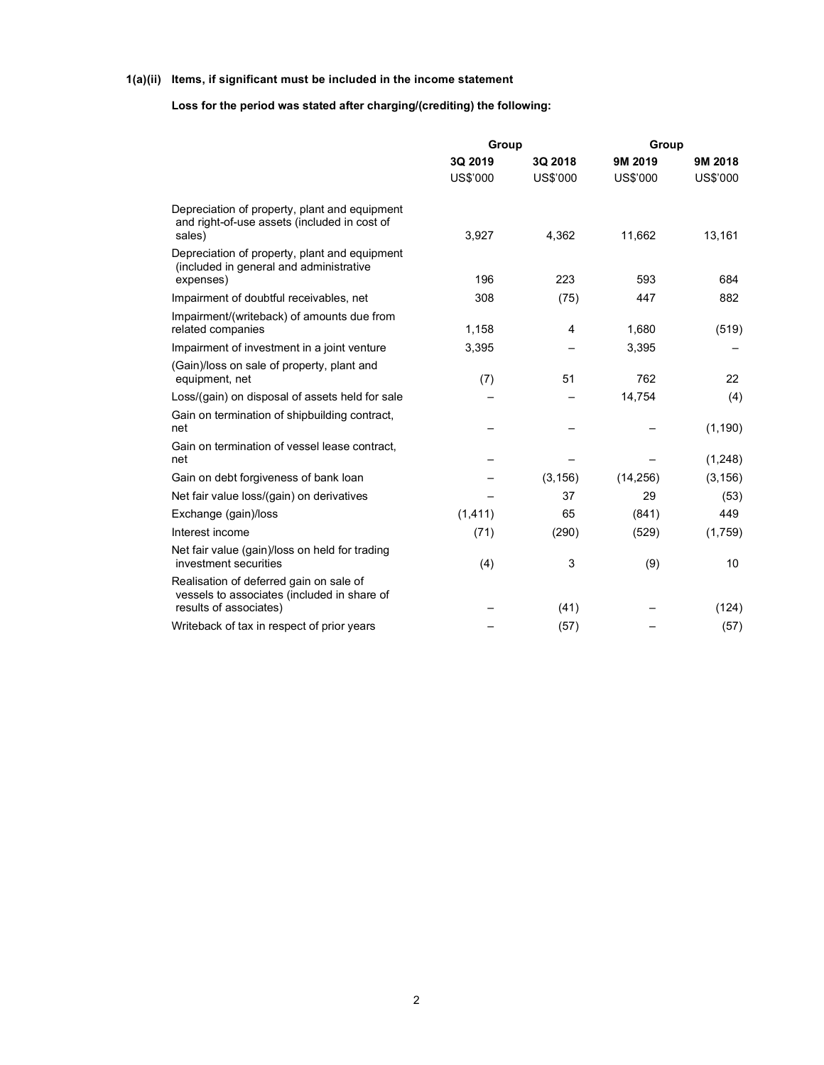### 1(a)(ii) Items, if significant must be included in the income statement

**Loss for the period was stated after charging/(crediting) the following:**

| | Group | | Group | |
|---|---|---|---|---|
| | **3Q 2019** | **3Q 2018** | **9M 2019** | **9M 2018** |
| | US$'000 | US$'000 | US$'000 | US$'000 |
| Depreciation of property, plant and equipment and right-of-use assets (included in cost of sales) | 3,927 | 4,362 | 11,662 | 13,161 |
| Depreciation of property, plant and equipment (included in general and administrative expenses) | 196 | 223 | 593 | 684 |
| Impairment of doubtful receivables, net | 308 | (75) | 447 | 882 |
| Impairment/(writeback) of amounts due from related companies | 1,158 | 4 | 1,680 | (519) |
| Impairment of investment in a joint venture | 3,395 | – | 3,395 | – |
| (Gain)/loss on sale of property, plant and equipment, net | (7) | 51 | 762 | 22 |
| Loss/(gain) on disposal of assets held for sale | – | – | 14,754 | (4) |
| Gain on termination of shipbuilding contract, net | – | – | – | (1,190) |
| Gain on termination of vessel lease contract, net | – | – | – | (1,248) |
| Gain on debt forgiveness of bank loan | – | (3,156) | (14,256) | (3,156) |
| Net fair value loss/(gain) on derivatives | – | 37 | 29 | (53) |
| Exchange (gain)/loss | (1,411) | 65 | (841) | 449 |
| Interest income | (71) | (290) | (529) | (1,759) |
| Net fair value (gain)/loss on held for trading investment securities | (4) | 3 | (9) | 10 |
| Realisation of deferred gain on sale of vessels to associates (included in share of results of associates) | – | (41) | – | (124) |
| Writeback of tax in respect of prior years | – | (57) | – | (57) |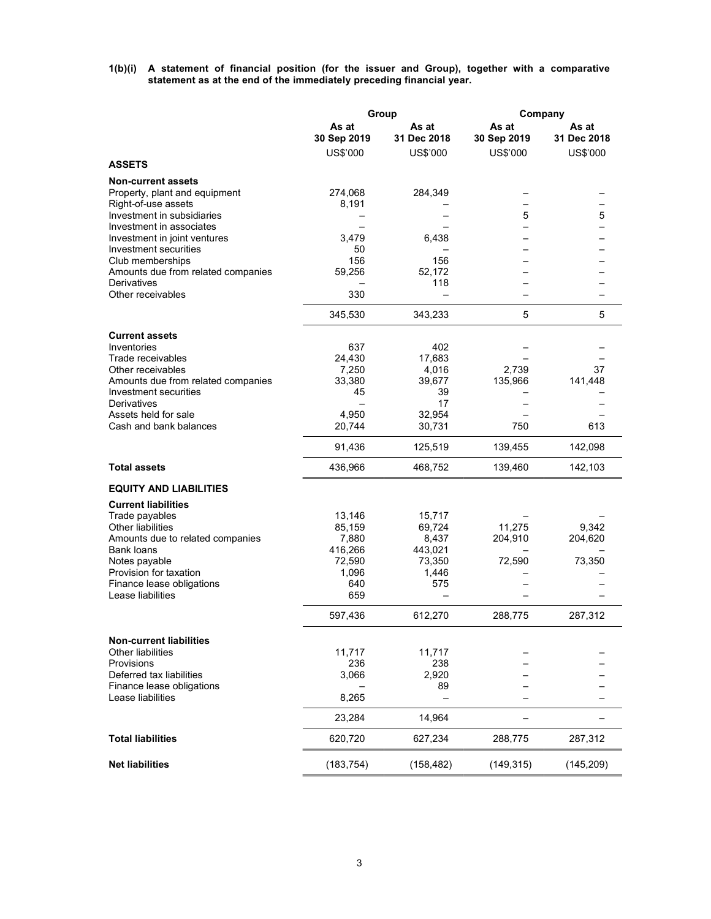**1(b)(i) A statement of financial position (for the issuer and Group), together with a comparative statement as at the end of the immediately preceding financial year.**

| | Group | | Company | |
|---|---|---|---|---|
| | As at 30 Sep 2019 | As at 31 Dec 2018 | As at 30 Sep 2019 | As at 31 Dec 2018 |
| | US$'000 | US$'000 | US$'000 | US$'000 |
| **ASSETS** | | | | |
| **Non-current assets** | | | | |
| Property, plant and equipment | 274,068 | 284,349 | – | – |
| Right-of-use assets | 8,191 | – | – | – |
| Investment in subsidiaries | – | – | 5 | 5 |
| Investment in associates | – | – | – | – |
| Investment in joint ventures | 3,479 | 6,438 | – | – |
| Investment securities | 50 | – | – | – |
| Club memberships | 156 | 156 | – | – |
| Amounts due from related companies | 59,256 | 52,172 | – | – |
| Derivatives | – | 118 | – | – |
| Other receivables | 330 | – | – | – |
| | 345,530 | 343,233 | 5 | 5 |
| **Current assets** | | | | |
| Inventories | 637 | 402 | – | – |
| Trade receivables | 24,430 | 17,683 | – | – |
| Other receivables | 7,250 | 4,016 | 2,739 | 37 |
| Amounts due from related companies | 33,380 | 39,677 | 135,966 | 141,448 |
| Investment securities | 45 | 39 | – | – |
| Derivatives | – | 17 | – | – |
| Assets held for sale | 4,950 | 32,954 | – | – |
| Cash and bank balances | 20,744 | 30,731 | 750 | 613 |
| | 91,436 | 125,519 | 139,455 | 142,098 |
| **Total assets** | 436,966 | 468,752 | 139,460 | 142,103 |
| **EQUITY AND LIABILITIES** | | | | |
| **Current liabilities** | | | | |
| Trade payables | 13,146 | 15,717 | – | – |
| Other liabilities | 85,159 | 69,724 | 11,275 | 9,342 |
| Amounts due to related companies | 7,880 | 8,437 | 204,910 | 204,620 |
| Bank loans | 416,266 | 443,021 | – | – |
| Notes payable | 72,590 | 73,350 | 72,590 | 73,350 |
| Provision for taxation | 1,096 | 1,446 | – | – |
| Finance lease obligations | 640 | 575 | – | – |
| Lease liabilities | 659 | – | – | – |
| | 597,436 | 612,270 | 288,775 | 287,312 |
| **Non-current liabilities** | | | | |
| Other liabilities | 11,717 | 11,717 | – | – |
| Provisions | 236 | 238 | – | – |
| Deferred tax liabilities | 3,066 | 2,920 | – | – |
| Finance lease obligations | – | 89 | – | – |
| Lease liabilities | 8,265 | – | – | – |
| | 23,284 | 14,964 | – | – |
| **Total liabilities** | 620,720 | 627,234 | 288,775 | 287,312 |
| **Net liabilities** | (183,754) | (158,482) | (149,315) | (145,209) |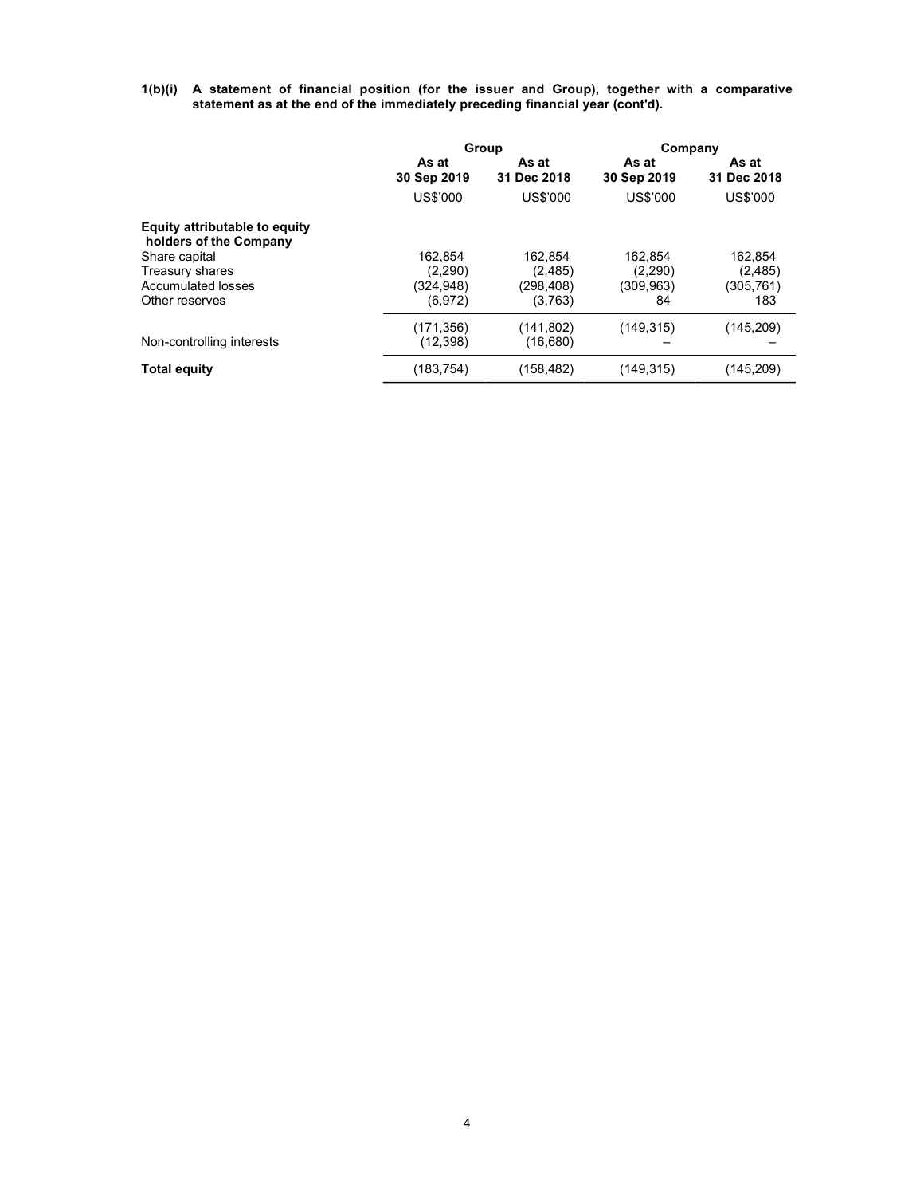**1(b)(i) A statement of financial position (for the issuer and Group), together with a comparative statement as at the end of the immediately preceding financial year (cont'd).**

| | Group | | Company | |
|---|---|---|---|---|
| | As at 30 Sep 2019 | As at 31 Dec 2018 | As at 30 Sep 2019 | As at 31 Dec 2018 |
| | US$'000 | US$'000 | US$'000 | US$'000 |
| **Equity attributable to equity holders of the Company** | | | | |
| Share capital | 162,854 | 162,854 | 162,854 | 162,854 |
| Treasury shares | (2,290) | (2,485) | (2,290) | (2,485) |
| Accumulated losses | (324,948) | (298,408) | (309,963) | (305,761) |
| Other reserves | (6,972) | (3,763) | 84 | 183 |
| | (171,356) | (141,802) | (149,315) | (145,209) |
| Non-controlling interests | (12,398) | (16,680) | – | – |
| **Total equity** | (183,754) | (158,482) | (149,315) | (145,209) |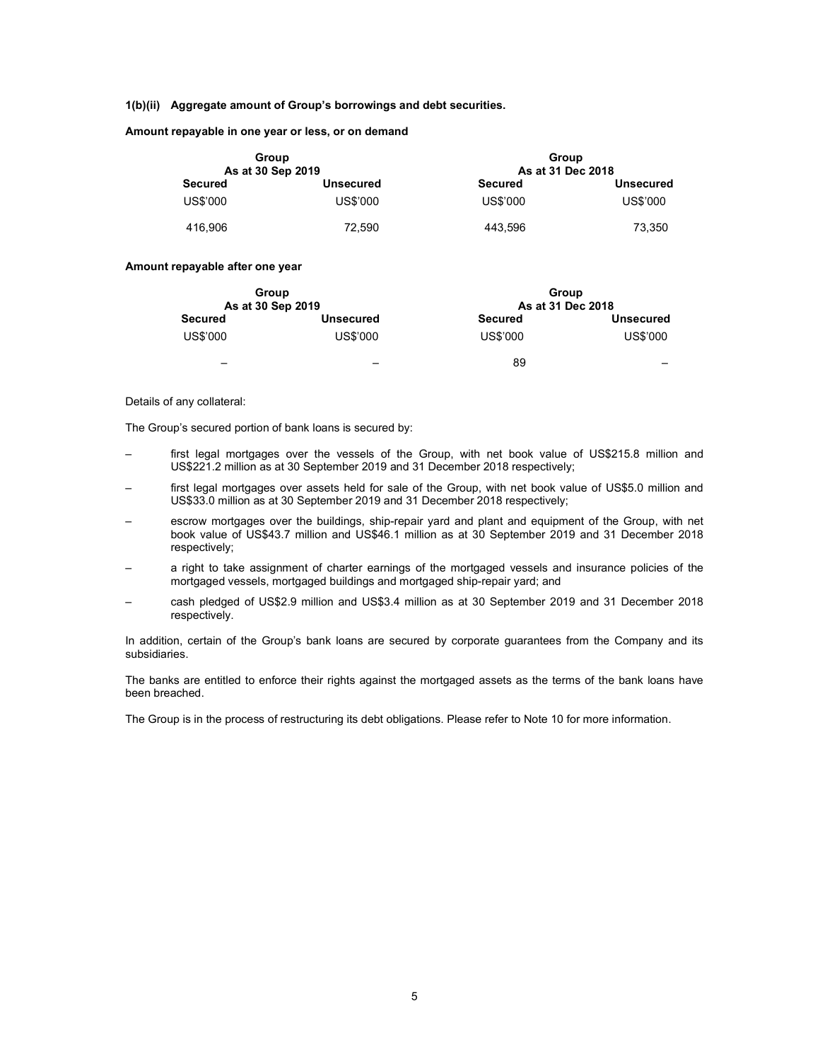**1(b)(ii) Aggregate amount of Group's borrowings and debt securities.**

**Amount repayable in one year or less, or on demand**

| Group As at 30 Sep 2019 | | Group As at 31 Dec 2018 | |
|---|---|---|---|
| **Secured** | **Unsecured** | **Secured** | **Unsecured** |
| US$'000 | US$'000 | US$'000 | US$'000 |
| 416,906 | 72,590 | 443,596 | 73,350 |

**Amount repayable after one year**

| Group As at 30 Sep 2019 | | Group As at 31 Dec 2018 | |
|---|---|---|---|
| **Secured** | **Unsecured** | **Secured** | **Unsecured** |
| US$'000 | US$'000 | US$'000 | US$'000 |
| – | – | 89 | – |

Details of any collateral:

The Group's secured portion of bank loans is secured by:

- first legal mortgages over the vessels of the Group, with net book value of US$215.8 million and US$221.2 million as at 30 September 2019 and 31 December 2018 respectively;
- first legal mortgages over assets held for sale of the Group, with net book value of US$5.0 million and US$33.0 million as at 30 September 2019 and 31 December 2018 respectively;
- escrow mortgages over the buildings, ship-repair yard and plant and equipment of the Group, with net book value of US$43.7 million and US$46.1 million as at 30 September 2019 and 31 December 2018 respectively;
- a right to take assignment of charter earnings of the mortgaged vessels and insurance policies of the mortgaged vessels, mortgaged buildings and mortgaged ship-repair yard; and
- cash pledged of US$2.9 million and US$3.4 million as at 30 September 2019 and 31 December 2018 respectively.

In addition, certain of the Group's bank loans are secured by corporate guarantees from the Company and its subsidiaries.

The banks are entitled to enforce their rights against the mortgaged assets as the terms of the bank loans have been breached.

The Group is in the process of restructuring its debt obligations. Please refer to Note 10 for more information.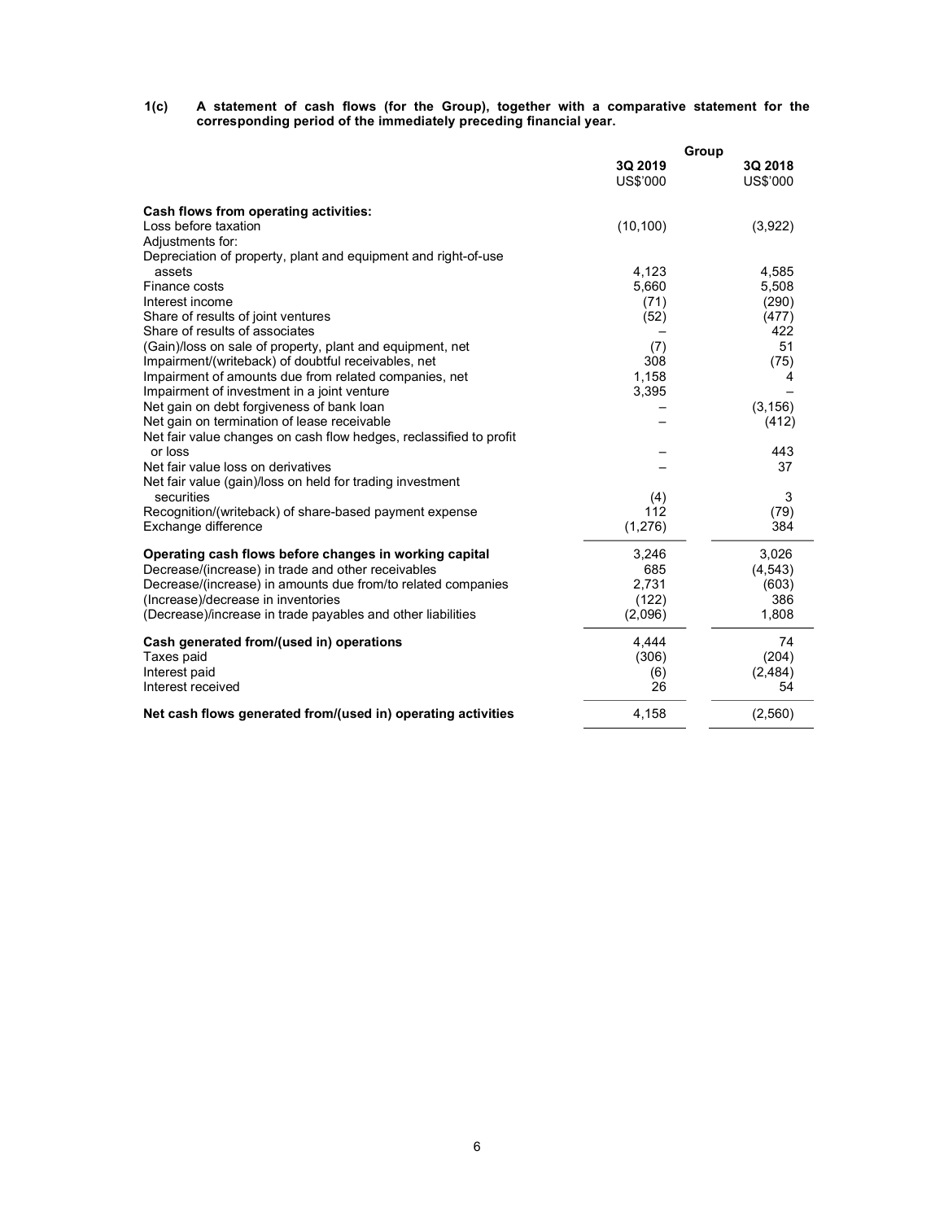**1(c) A statement of cash flows (for the Group), together with a comparative statement for the corresponding period of the immediately preceding financial year.**

| | Group | |
|---|---|---|
| | 3Q 2019 | 3Q 2018 |
| | US$'000 | US$'000 |
| **Cash flows from operating activities:** | | |
| Loss before taxation | (10,100) | (3,922) |
| Adjustments for: | | |
| Depreciation of property, plant and equipment and right-of-use assets | 4,123 | 4,585 |
| Finance costs | 5,660 | 5,508 |
| Interest income | (71) | (290) |
| Share of results of joint ventures | (52) | (477) |
| Share of results of associates | – | 422 |
| (Gain)/loss on sale of property, plant and equipment, net | (7) | 51 |
| Impairment/(writeback) of doubtful receivables, net | 308 | (75) |
| Impairment of amounts due from related companies, net | 1,158 | 4 |
| Impairment of investment in a joint venture | 3,395 | – |
| Net gain on debt forgiveness of bank loan | – | (3,156) |
| Net gain on termination of lease receivable | – | (412) |
| Net fair value changes on cash flow hedges, reclassified to profit or loss | – | 443 |
| Net fair value loss on derivatives | – | 37 |
| Net fair value (gain)/loss on held for trading investment securities | (4) | 3 |
| Recognition/(writeback) of share-based payment expense | 112 | (79) |
| Exchange difference | (1,276) | 384 |
| **Operating cash flows before changes in working capital** | 3,246 | 3,026 |
| Decrease/(increase) in trade and other receivables | 685 | (4,543) |
| Decrease/(increase) in amounts due from/to related companies | 2,731 | (603) |
| (Increase)/decrease in inventories | (122) | 386 |
| (Decrease)/increase in trade payables and other liabilities | (2,096) | 1,808 |
| **Cash generated from/(used in) operations** | 4,444 | 74 |
| Taxes paid | (306) | (204) |
| Interest paid | (6) | (2,484) |
| Interest received | 26 | 54 |
| **Net cash flows generated from/(used in) operating activities** | 4,158 | (2,560) |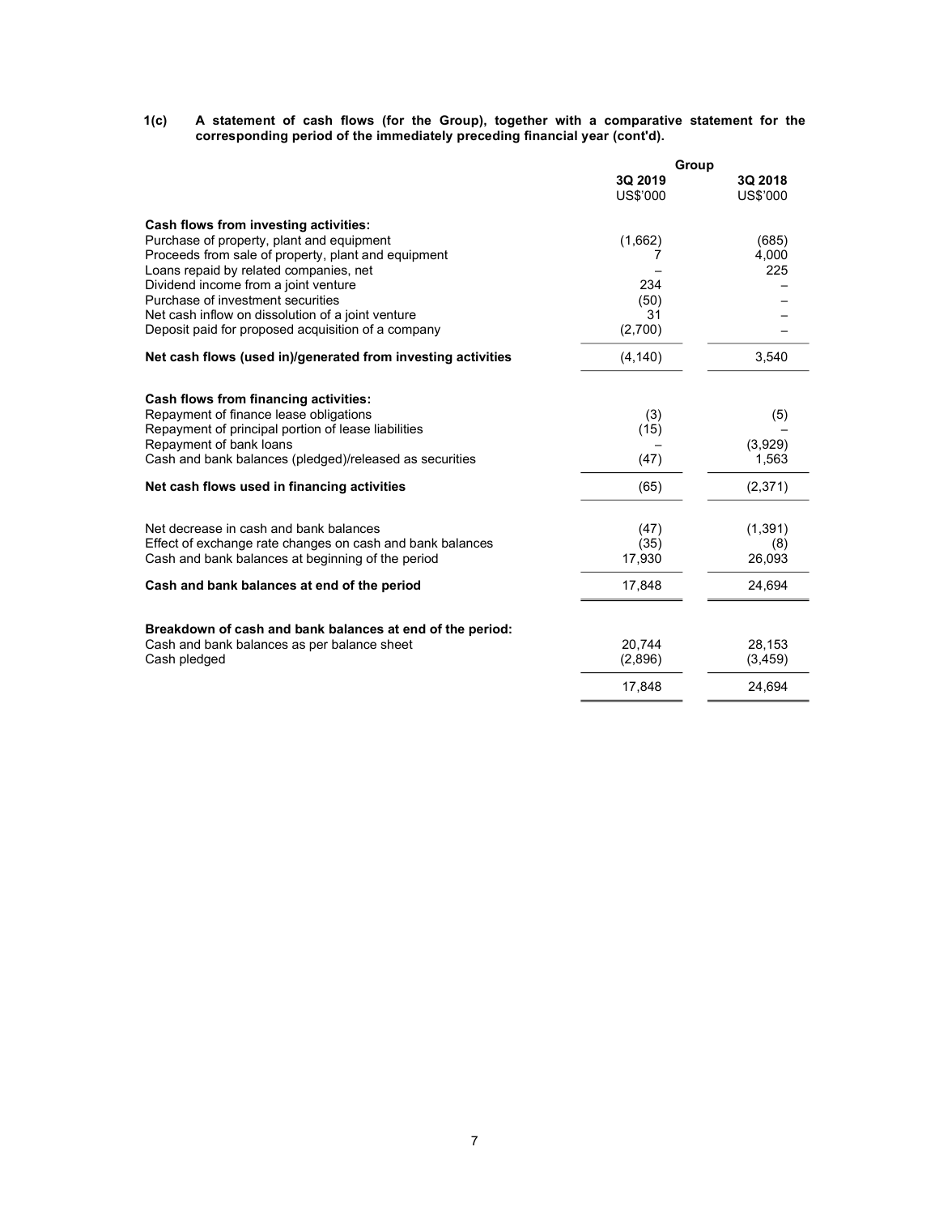**1(c) A statement of cash flows (for the Group), together with a comparative statement for the corresponding period of the immediately preceding financial year (cont'd).**

| | Group | |
|---|---|---|
| | **3Q 2019** | **3Q 2018** |
| | US$'000 | US$'000 |
| **Cash flows from investing activities:** | | |
| Purchase of property, plant and equipment | (1,662) | (685) |
| Proceeds from sale of property, plant and equipment | 7 | 4,000 |
| Loans repaid by related companies, net | – | 225 |
| Dividend income from a joint venture | 234 | – |
| Purchase of investment securities | (50) | – |
| Net cash inflow on dissolution of a joint venture | 31 | – |
| Deposit paid for proposed acquisition of a company | (2,700) | – |
| **Net cash flows (used in)/generated from investing activities** | (4,140) | 3,540 |
| | | |
| **Cash flows from financing activities:** | | |
| Repayment of finance lease obligations | (3) | (5) |
| Repayment of principal portion of lease liabilities | (15) | – |
| Repayment of bank loans | – | (3,929) |
| Cash and bank balances (pledged)/released as securities | (47) | 1,563 |
| **Net cash flows used in financing activities** | (65) | (2,371) |
| | | |
| Net decrease in cash and bank balances | (47) | (1,391) |
| Effect of exchange rate changes on cash and bank balances | (35) | (8) |
| Cash and bank balances at beginning of the period | 17,930 | 26,093 |
| **Cash and bank balances at end of the period** | 17,848 | 24,694 |
| | | |
| **Breakdown of cash and bank balances at end of the period:** | | |
| Cash and bank balances as per balance sheet | 20,744 | 28,153 |
| Cash pledged | (2,896) | (3,459) |
| | 17,848 | 24,694 |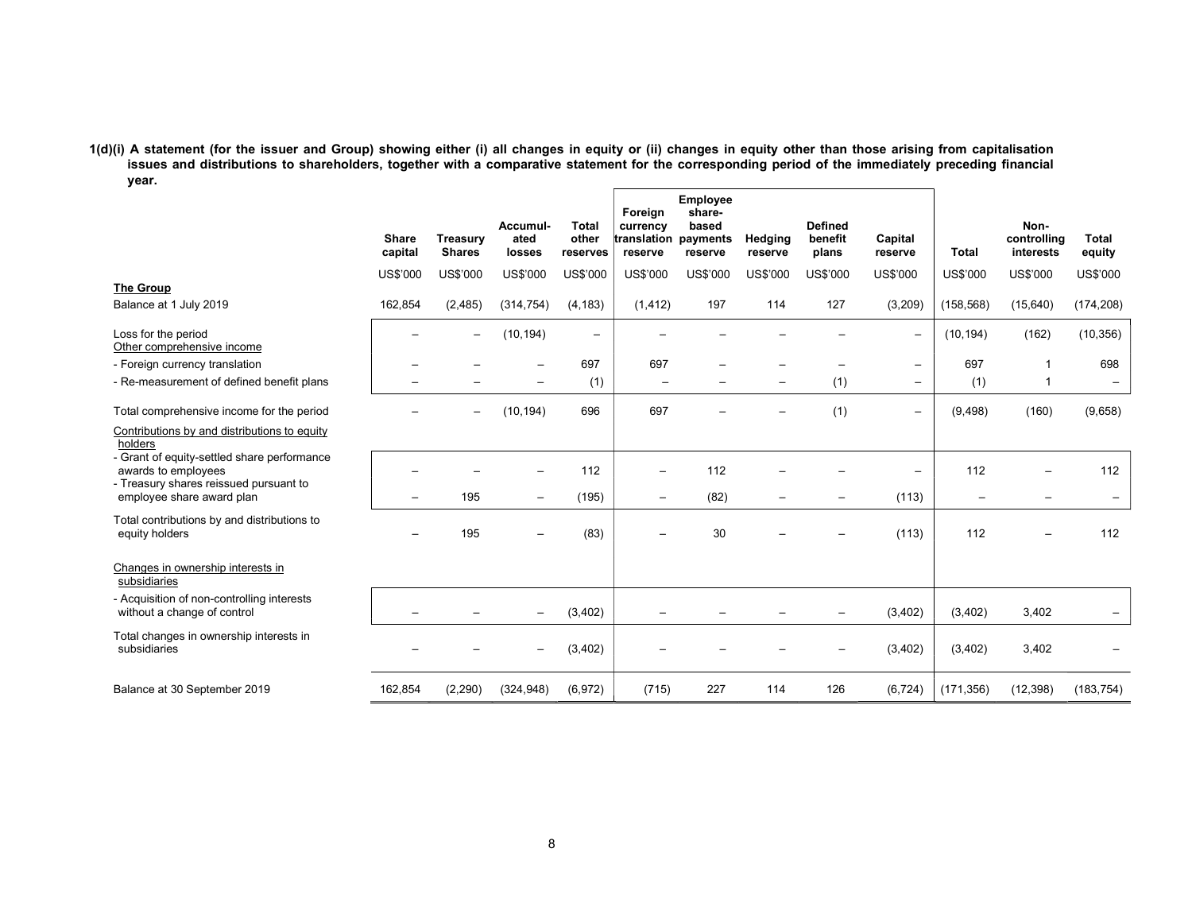**1(d)(i) A statement (for the issuer and Group) showing either (i) all changes in equity or (ii) changes in equity other than those arising from capitalisation issues and distributions to shareholders, together with a comparative statement for the corresponding period of the immediately preceding financial year.**

| | Share capital | Treasury Shares | Accumul-ated losses | Total other reserves | Foreign currency translation reserve | Employee share-based payments reserve | Hedging reserve | Defined benefit plans | Capital reserve | Total | Non-controlling interests | Total equity |
|---|---|---|---|---|---|---|---|---|---|---|---|---|
| | US$'000 | US$'000 | US$'000 | US$'000 | US$'000 | US$'000 | US$'000 | US$'000 | US$'000 | US$'000 | US$'000 | US$'000 |
| **The Group** | | | | | | | | | | | | |
| Balance at 1 July 2019 | 162,854 | (2,485) | (314,754) | (4,183) | (1,412) | 197 | 114 | 127 | (3,209) | (158,568) | (15,640) | (174,208) |
| Loss for the period | – | – | (10,194) | – | – | – | – | – | – | (10,194) | (162) | (10,356) |
| Other comprehensive income | | | | | | | | | | | | |
| - Foreign currency translation | – | – | – | 697 | 697 | – | – | – | – | 697 | 1 | 698 |
| - Re-measurement of defined benefit plans | – | – | – | (1) | – | – | – | (1) | – | (1) | 1 | – |
| Total comprehensive income for the period | – | – | (10,194) | 696 | 697 | – | – | (1) | – | (9,498) | (160) | (9,658) |
| Contributions by and distributions to equity holders | | | | | | | | | | | | |
| - Grant of equity-settled share performance awards to employees | – | – | – | 112 | – | 112 | – | – | – | 112 | – | 112 |
| - Treasury shares reissued pursuant to employee share award plan | – | 195 | – | (195) | – | (82) | – | – | (113) | – | – | – |
| Total contributions by and distributions to equity holders | – | 195 | – | (83) | – | 30 | – | – | (113) | 112 | – | 112 |
| Changes in ownership interests in subsidiaries | | | | | | | | | | | | |
| - Acquisition of non-controlling interests without a change of control | – | – | – | (3,402) | – | – | – | – | (3,402) | (3,402) | 3,402 | – |
| Total changes in ownership interests in subsidiaries | – | – | – | (3,402) | – | – | – | – | (3,402) | (3,402) | 3,402 | – |
| Balance at 30 September 2019 | 162,854 | (2,290) | (324,948) | (6,972) | (715) | 227 | 114 | 126 | (6,724) | (171,356) | (12,398) | (183,754) |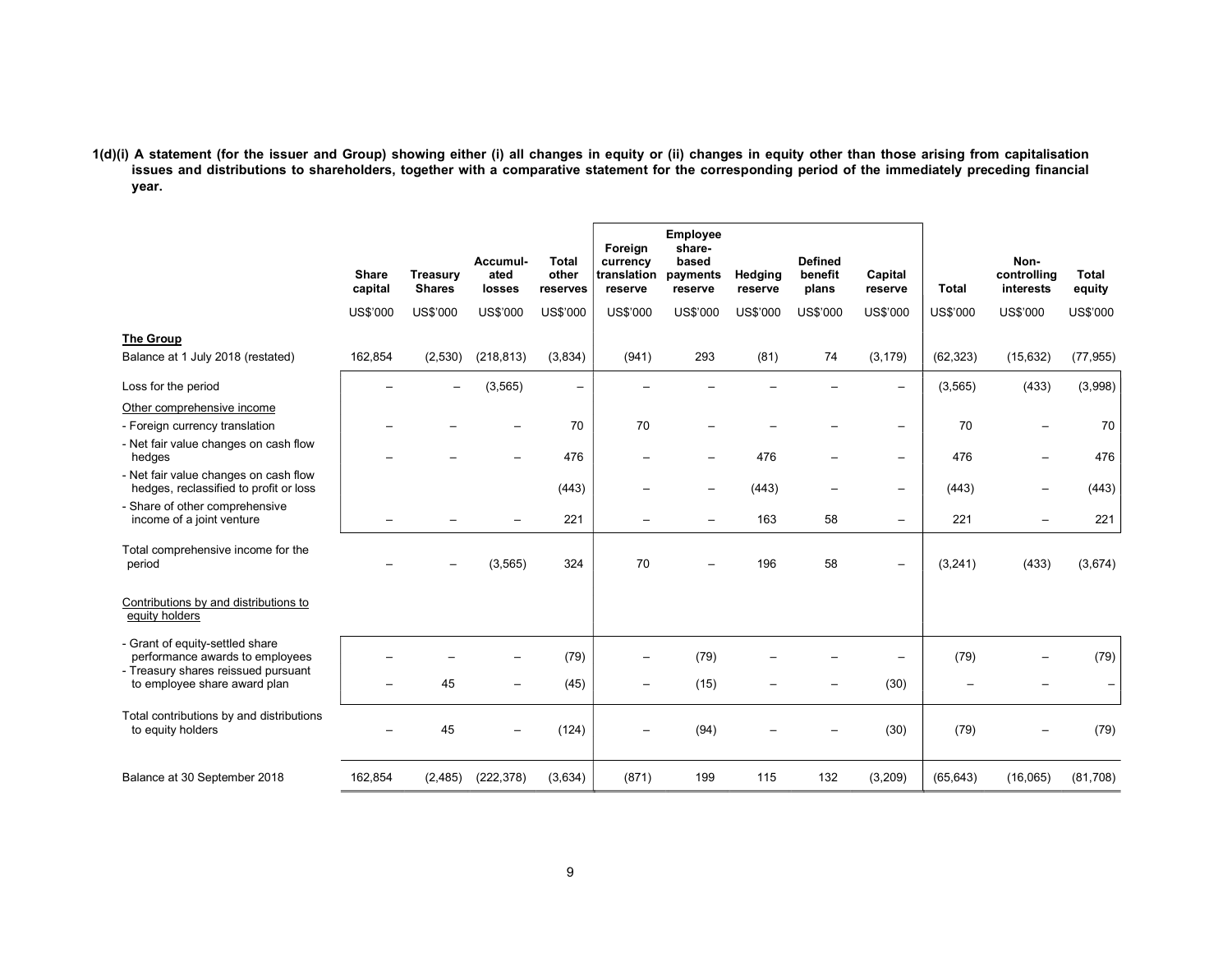**1(d)(i) A statement (for the issuer and Group) showing either (i) all changes in equity or (ii) changes in equity other than those arising from capitalisation issues and distributions to shareholders, together with a comparative statement for the corresponding period of the immediately preceding financial year.**

| | Share capital | Treasury Shares | Accumul-ated losses | Total other reserves | Foreign currency translation reserve | Employee share-based payments reserve | Hedging reserve | Defined benefit plans | Capital reserve | Total | Non-controlling interests | Total equity |
|---|---|---|---|---|---|---|---|---|---|---|---|---|
| | US$'000 | US$'000 | US$'000 | US$'000 | US$'000 | US$'000 | US$'000 | US$'000 | US$'000 | US$'000 | US$'000 | US$'000 |
| **The Group** | | | | | | | | | | | | |
| Balance at 1 July 2018 (restated) | 162,854 | (2,530) | (218,813) | (3,834) | (941) | 293 | (81) | 74 | (3,179) | (62,323) | (15,632) | (77,955) |
| Loss for the period | – | – | (3,565) | – | – | – | – | – | – | (3,565) | (433) | (3,998) |
| Other comprehensive income | | | | | | | | | | | | |
| - Foreign currency translation | – | – | – | 70 | 70 | – | – | – | – | 70 | – | 70 |
| - Net fair value changes on cash flow hedges | – | – | – | 476 | – | – | 476 | – | – | 476 | – | 476 |
| - Net fair value changes on cash flow hedges, reclassified to profit or loss | | | | (443) | – | – | (443) | – | – | (443) | – | (443) |
| - Share of other comprehensive income of a joint venture | – | – | – | 221 | – | – | 163 | 58 | – | 221 | – | 221 |
| Total comprehensive income for the period | – | – | (3,565) | 324 | 70 | – | 196 | 58 | – | (3,241) | (433) | (3,674) |
| Contributions by and distributions to equity holders | | | | | | | | | | | | |
| - Grant of equity-settled share performance awards to employees | – | – | – | (79) | – | (79) | – | – | – | (79) | – | (79) |
| - Treasury shares reissued pursuant to employee share award plan | – | 45 | – | (45) | – | (15) | – | – | (30) | – | – | – |
| Total contributions by and distributions to equity holders | – | 45 | – | (124) | – | (94) | – | – | (30) | (79) | – | (79) |
| Balance at 30 September 2018 | 162,854 | (2,485) | (222,378) | (3,634) | (871) | 199 | 115 | 132 | (3,209) | (65,643) | (16,065) | (81,708) |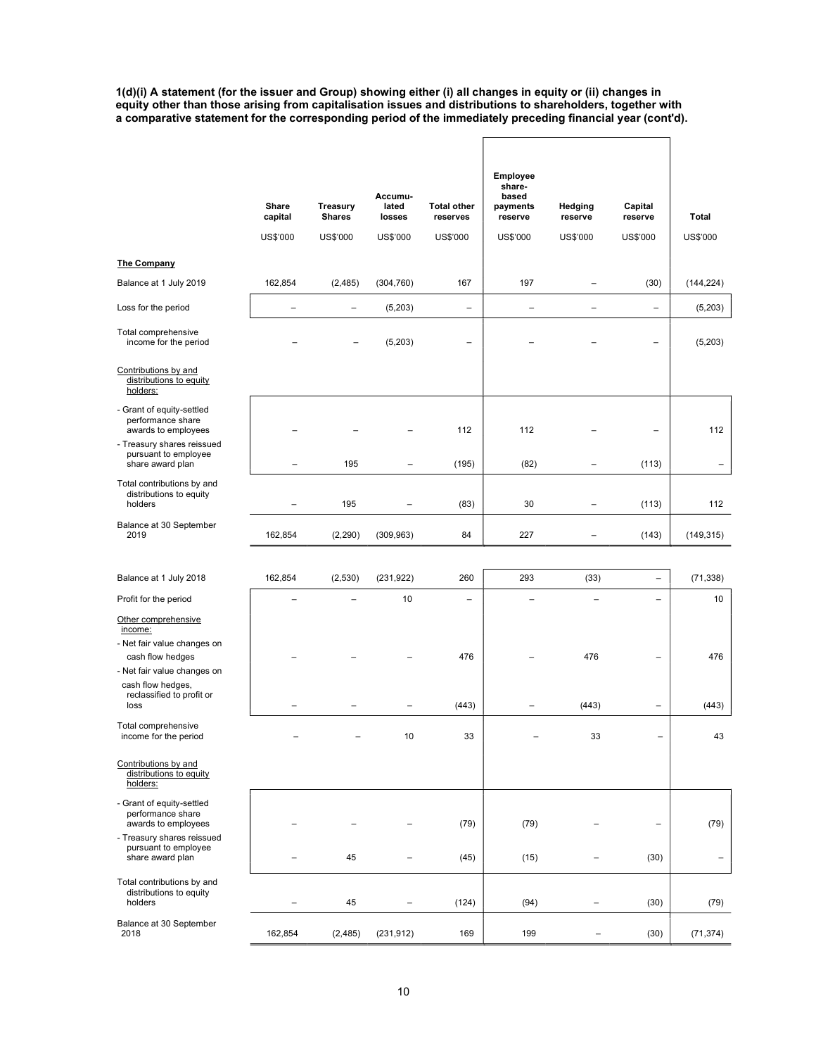**1(d)(i) A statement (for the issuer and Group) showing either (i) all changes in equity or (ii) changes in equity other than those arising from capitalisation issues and distributions to shareholders, together with a comparative statement for the corresponding period of the immediately preceding financial year (cont'd).**

| | Share capital | Treasury Shares | Accumu-lated losses | Total other reserves | Employee share-based payments reserve | Hedging reserve | Capital reserve | Total |
|---|---|---|---|---|---|---|---|---|
| | US$'000 | US$'000 | US$'000 | US$'000 | US$'000 | US$'000 | US$'000 | US$'000 |
| **The Company** | | | | | | | | |
| Balance at 1 July 2019 | 162,854 | (2,485) | (304,760) | 167 | 197 | – | (30) | (144,224) |
| Loss for the period | – | – | (5,203) | – | – | – | – | (5,203) |
| Total comprehensive income for the period | – | – | (5,203) | – | – | – | – | (5,203) |
| Contributions by and distributions to equity holders: | | | | | | | | |
| - Grant of equity-settled performance share awards to employees | – | – | – | 112 | 112 | – | – | 112 |
| - Treasury shares reissued pursuant to employee share award plan | – | 195 | – | (195) | (82) | – | (113) | – |
| Total contributions by and distributions to equity holders | – | 195 | – | (83) | 30 | – | (113) | 112 |
| Balance at 30 September 2019 | 162,854 | (2,290) | (309,963) | 84 | 227 | – | (143) | (149,315) |
| | | | | | | | | |
| Balance at 1 July 2018 | 162,854 | (2,530) | (231,922) | 260 | 293 | (33) | – | (71,338) |
| Profit for the period | – | – | 10 | – | – | – | – | 10 |
| Other comprehensive income: | | | | | | | | |
| - Net fair value changes on cash flow hedges | – | – | – | 476 | – | 476 | – | 476 |
| - Net fair value changes on cash flow hedges, reclassified to profit or loss | – | – | – | (443) | – | (443) | – | (443) |
| Total comprehensive income for the period | – | – | 10 | 33 | – | 33 | – | 43 |
| Contributions by and distributions to equity holders: | | | | | | | | |
| - Grant of equity-settled performance share awards to employees | – | – | – | (79) | (79) | – | – | (79) |
| - Treasury shares reissued pursuant to employee share award plan | – | 45 | – | (45) | (15) | – | (30) | – |
| Total contributions by and distributions to equity holders | – | 45 | – | (124) | (94) | – | (30) | (79) |
| Balance at 30 September 2018 | 162,854 | (2,485) | (231,912) | 169 | 199 | – | (30) | (71,374) |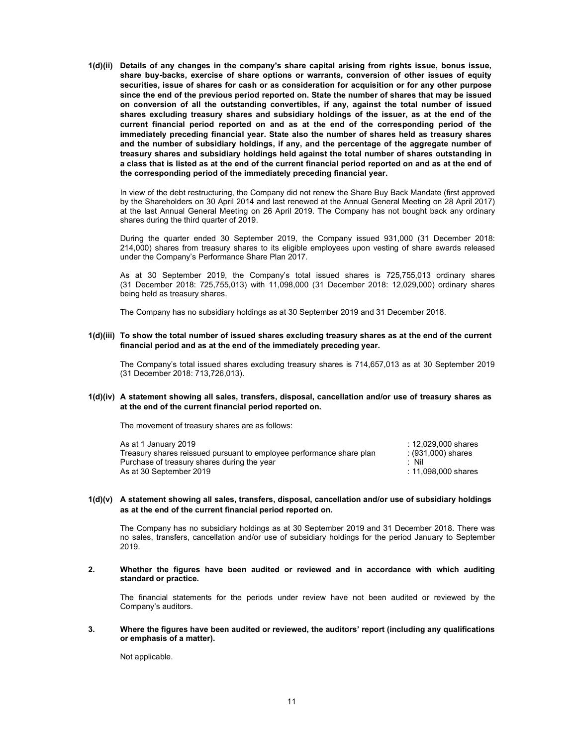**1(d)(ii) Details of any changes in the company's share capital arising from rights issue, bonus issue, share buy-backs, exercise of share options or warrants, conversion of other issues of equity securities, issue of shares for cash or as consideration for acquisition or for any other purpose since the end of the previous period reported on. State the number of shares that may be issued on conversion of all the outstanding convertibles, if any, against the total number of issued shares excluding treasury shares and subsidiary holdings of the issuer, as at the end of the current financial period reported on and as at the end of the corresponding period of the immediately preceding financial year. State also the number of shares held as treasury shares and the number of subsidiary holdings, if any, and the percentage of the aggregate number of treasury shares and subsidiary holdings held against the total number of shares outstanding in a class that is listed as at the end of the current financial period reported on and as at the end of the corresponding period of the immediately preceding financial year.**

In view of the debt restructuring, the Company did not renew the Share Buy Back Mandate (first approved by the Shareholders on 30 April 2014 and last renewed at the Annual General Meeting on 28 April 2017) at the last Annual General Meeting on 26 April 2019. The Company has not bought back any ordinary shares during the third quarter of 2019.

During the quarter ended 30 September 2019, the Company issued 931,000 (31 December 2018: 214,000) shares from treasury shares to its eligible employees upon vesting of share awards released under the Company's Performance Share Plan 2017.

As at 30 September 2019, the Company's total issued shares is 725,755,013 ordinary shares (31 December 2018: 725,755,013) with 11,098,000 (31 December 2018: 12,029,000) ordinary shares being held as treasury shares.

The Company has no subsidiary holdings as at 30 September 2019 and 31 December 2018.

**1(d)(iii) To show the total number of issued shares excluding treasury shares as at the end of the current financial period and as at the end of the immediately preceding year.**

The Company's total issued shares excluding treasury shares is 714,657,013 as at 30 September 2019 (31 December 2018: 713,726,013).

**1(d)(iv) A statement showing all sales, transfers, disposal, cancellation and/or use of treasury shares as at the end of the current financial period reported on.**

The movement of treasury shares are as follows:

| | |
|---|---|
| As at 1 January 2019 | : 12,029,000 shares |
| Treasury shares reissued pursuant to employee performance share plan | : (931,000) shares |
| Purchase of treasury shares during the year | : Nil |
| As at 30 September 2019 | : 11,098,000 shares |

**1(d)(v) A statement showing all sales, transfers, disposal, cancellation and/or use of subsidiary holdings as at the end of the current financial period reported on.**

The Company has no subsidiary holdings as at 30 September 2019 and 31 December 2018. There was no sales, transfers, cancellation and/or use of subsidiary holdings for the period January to September 2019.

**2. Whether the figures have been audited or reviewed and in accordance with which auditing standard or practice.**

The financial statements for the periods under review have not been audited or reviewed by the Company's auditors.

**3. Where the figures have been audited or reviewed, the auditors' report (including any qualifications or emphasis of a matter).**

Not applicable.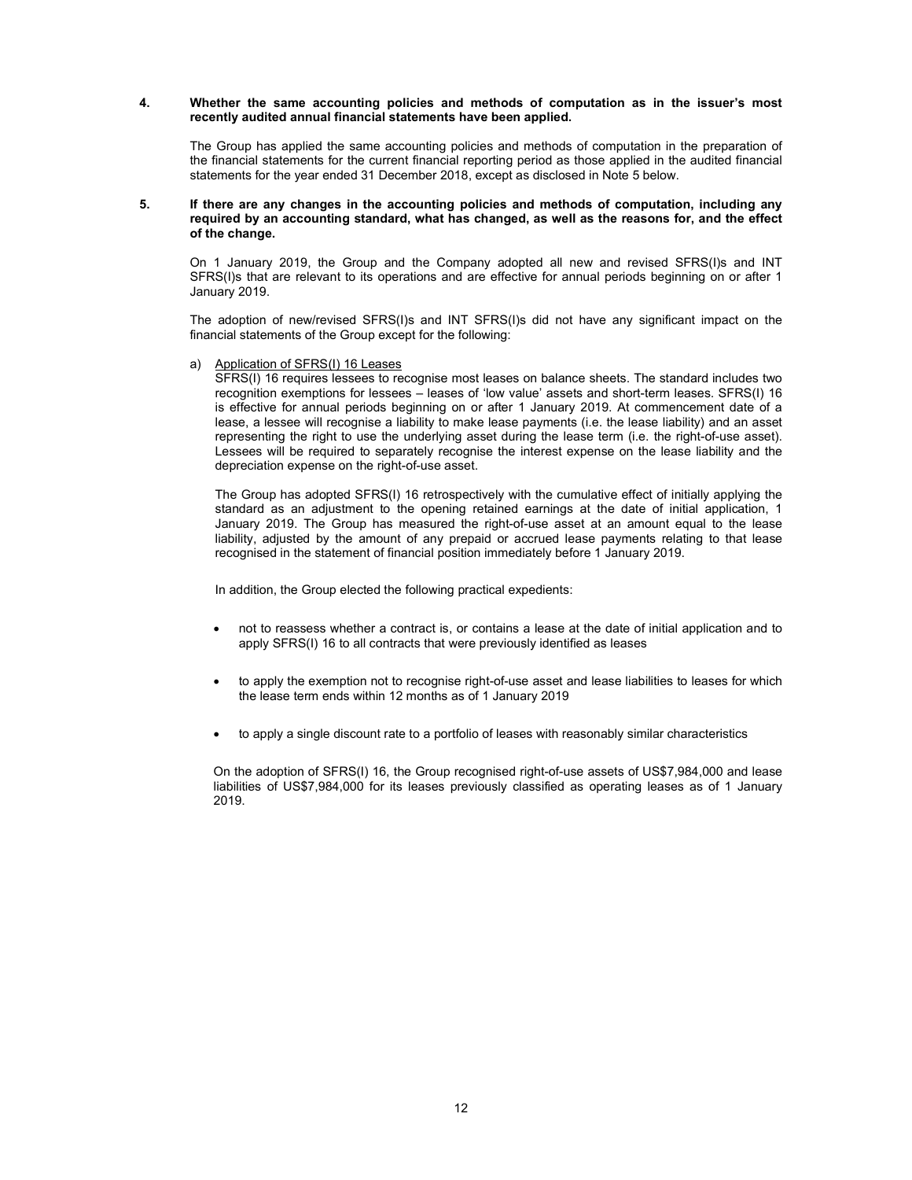**4. Whether the same accounting policies and methods of computation as in the issuer's most recently audited annual financial statements have been applied.**

The Group has applied the same accounting policies and methods of computation in the preparation of the financial statements for the current financial reporting period as those applied in the audited financial statements for the year ended 31 December 2018, except as disclosed in Note 5 below.

**5. If there are any changes in the accounting policies and methods of computation, including any required by an accounting standard, what has changed, as well as the reasons for, and the effect of the change.**

On 1 January 2019, the Group and the Company adopted all new and revised SFRS(I)s and INT SFRS(I)s that are relevant to its operations and are effective for annual periods beginning on or after 1 January 2019.

The adoption of new/revised SFRS(I)s and INT SFRS(I)s did not have any significant impact on the financial statements of the Group except for the following:

a) Application of SFRS(I) 16 Leases

SFRS(I) 16 requires lessees to recognise most leases on balance sheets. The standard includes two recognition exemptions for lessees – leases of 'low value' assets and short-term leases. SFRS(I) 16 is effective for annual periods beginning on or after 1 January 2019. At commencement date of a lease, a lessee will recognise a liability to make lease payments (i.e. the lease liability) and an asset representing the right to use the underlying asset during the lease term (i.e. the right-of-use asset). Lessees will be required to separately recognise the interest expense on the lease liability and the depreciation expense on the right-of-use asset.

The Group has adopted SFRS(I) 16 retrospectively with the cumulative effect of initially applying the standard as an adjustment to the opening retained earnings at the date of initial application, 1 January 2019. The Group has measured the right-of-use asset at an amount equal to the lease liability, adjusted by the amount of any prepaid or accrued lease payments relating to that lease recognised in the statement of financial position immediately before 1 January 2019.

In addition, the Group elected the following practical expedients:

- not to reassess whether a contract is, or contains a lease at the date of initial application and to apply SFRS(I) 16 to all contracts that were previously identified as leases
- to apply the exemption not to recognise right-of-use asset and lease liabilities to leases for which the lease term ends within 12 months as of 1 January 2019
- to apply a single discount rate to a portfolio of leases with reasonably similar characteristics

On the adoption of SFRS(I) 16, the Group recognised right-of-use assets of US$7,984,000 and lease liabilities of US$7,984,000 for its leases previously classified as operating leases as of 1 January 2019.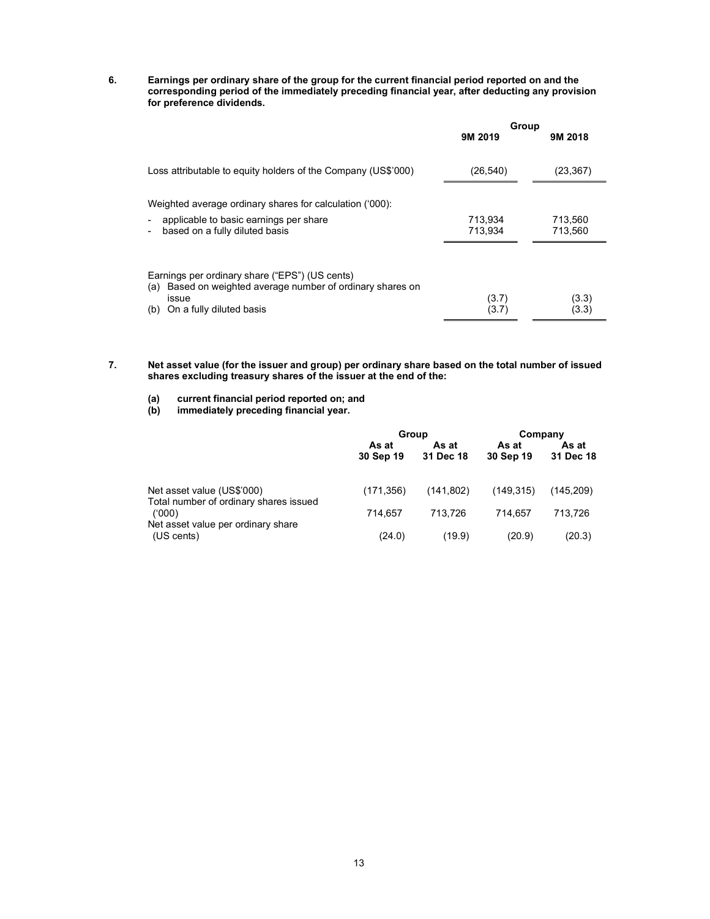**6. Earnings per ordinary share of the group for the current financial period reported on and the corresponding period of the immediately preceding financial year, after deducting any provision for preference dividends.**

| | Group | |
|---|---|---|
| | **9M 2019** | **9M 2018** |
| Loss attributable to equity holders of the Company (US$'000) | (26,540) | (23,367) |
| Weighted average ordinary shares for calculation ('000): | | |
| - applicable to basic earnings per share | 713,934 | 713,560 |
| - based on a fully diluted basis | 713,934 | 713,560 |
| Earnings per ordinary share ("EPS") (US cents) | | |
| (a) Based on weighted average number of ordinary shares on issue | (3.7) | (3.3) |
| (b) On a fully diluted basis | (3.7) | (3.3) |

**7. Net asset value (for the issuer and group) per ordinary share based on the total number of issued shares excluding treasury shares of the issuer at the end of the:**

**(a) current financial period reported on; and**

**(b) immediately preceding financial year.**

| | Group | | Company | |
|---|---|---|---|---|
| | **As at 30 Sep 19** | **As at 31 Dec 18** | **As at 30 Sep 19** | **As at 31 Dec 18** |
| Net asset value (US$'000) | (171,356) | (141,802) | (149,315) | (145,209) |
| Total number of ordinary shares issued ('000) | 714,657 | 713,726 | 714,657 | 713,726 |
| Net asset value per ordinary share (US cents) | (24.0) | (19.9) | (20.9) | (20.3) |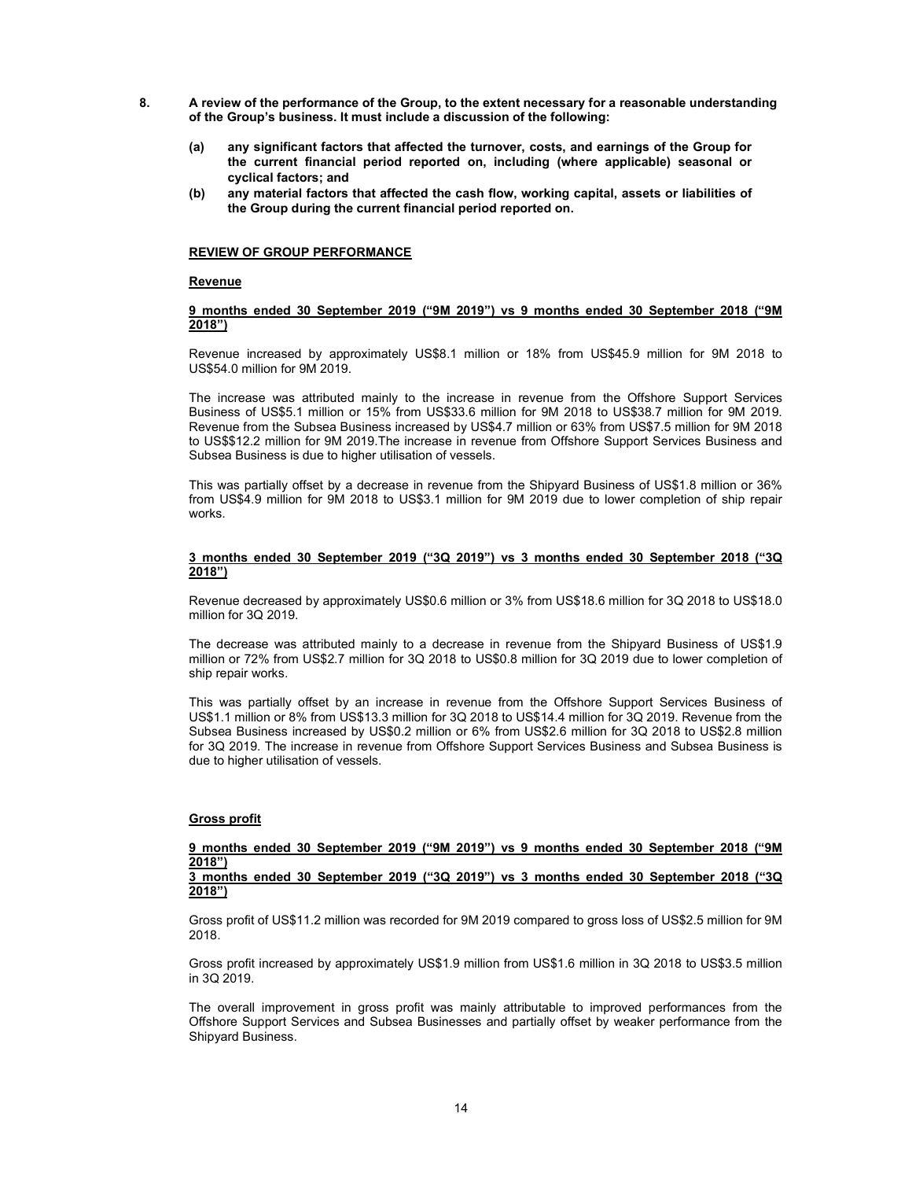8. **A review of the performance of the Group, to the extent necessary for a reasonable understanding of the Group's business. It must include a discussion of the following:**

   (a) **any significant factors that affected the turnover, costs, and earnings of the Group for the current financial period reported on, including (where applicable) seasonal or cyclical factors; and**

   (b) **any material factors that affected the cash flow, working capital, assets or liabilities of the Group during the current financial period reported on.**

## REVIEW OF GROUP PERFORMANCE

### Revenue

**9 months ended 30 September 2019 ("9M 2019") vs 9 months ended 30 September 2018 ("9M 2018")**

Revenue increased by approximately US$8.1 million or 18% from US$45.9 million for 9M 2018 to US$54.0 million for 9M 2019.

The increase was attributed mainly to the increase in revenue from the Offshore Support Services Business of US$5.1 million or 15% from US$33.6 million for 9M 2018 to US$38.7 million for 9M 2019. Revenue from the Subsea Business increased by US$4.7 million or 63% from US$7.5 million for 9M 2018 to US$$12.2 million for 9M 2019.The increase in revenue from Offshore Support Services Business and Subsea Business is due to higher utilisation of vessels.

This was partially offset by a decrease in revenue from the Shipyard Business of US$1.8 million or 36% from US$4.9 million for 9M 2018 to US$3.1 million for 9M 2019 due to lower completion of ship repair works.

**3 months ended 30 September 2019 ("3Q 2019") vs 3 months ended 30 September 2018 ("3Q 2018")**

Revenue decreased by approximately US$0.6 million or 3% from US$18.6 million for 3Q 2018 to US$18.0 million for 3Q 2019.

The decrease was attributed mainly to a decrease in revenue from the Shipyard Business of US$1.9 million or 72% from US$2.7 million for 3Q 2018 to US$0.8 million for 3Q 2019 due to lower completion of ship repair works.

This was partially offset by an increase in revenue from the Offshore Support Services Business of US$1.1 million or 8% from US$13.3 million for 3Q 2018 to US$14.4 million for 3Q 2019. Revenue from the Subsea Business increased by US$0.2 million or 6% from US$2.6 million for 3Q 2018 to US$2.8 million for 3Q 2019. The increase in revenue from Offshore Support Services Business and Subsea Business is due to higher utilisation of vessels.

### Gross profit

**9 months ended 30 September 2019 ("9M 2019") vs 9 months ended 30 September 2018 ("9M 2018")**
**3 months ended 30 September 2019 ("3Q 2019") vs 3 months ended 30 September 2018 ("3Q 2018")**

Gross profit of US$11.2 million was recorded for 9M 2019 compared to gross loss of US$2.5 million for 9M 2018.

Gross profit increased by approximately US$1.9 million from US$1.6 million in 3Q 2018 to US$3.5 million in 3Q 2019.

The overall improvement in gross profit was mainly attributable to improved performances from the Offshore Support Services and Subsea Businesses and partially offset by weaker performance from the Shipyard Business.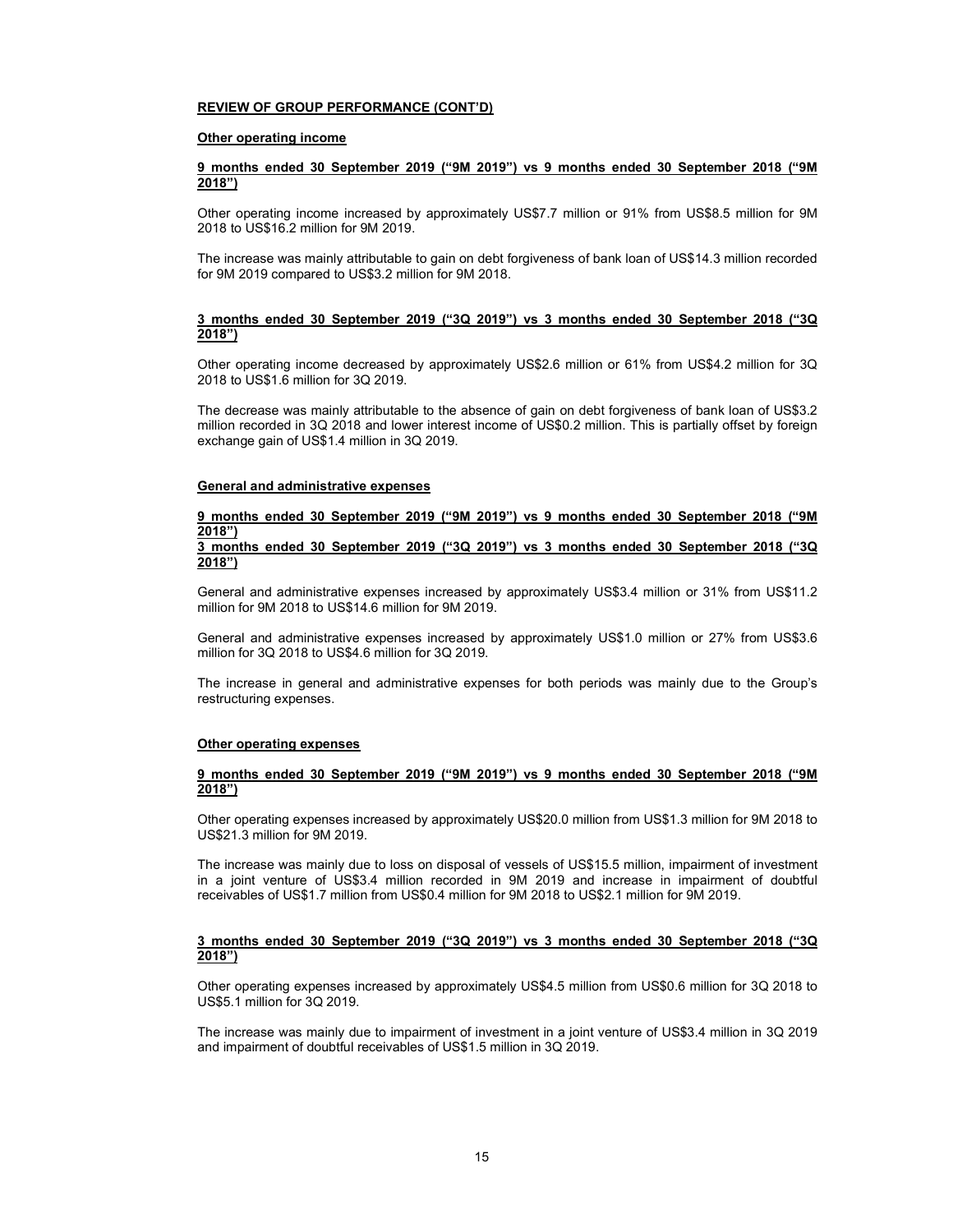## REVIEW OF GROUP PERFORMANCE (CONT'D)

### Other operating income

**9 months ended 30 September 2019 ("9M 2019") vs 9 months ended 30 September 2018 ("9M 2018")**

Other operating income increased by approximately US$7.7 million or 91% from US$8.5 million for 9M 2018 to US$16.2 million for 9M 2019.

The increase was mainly attributable to gain on debt forgiveness of bank loan of US$14.3 million recorded for 9M 2019 compared to US$3.2 million for 9M 2018.

**3 months ended 30 September 2019 ("3Q 2019") vs 3 months ended 30 September 2018 ("3Q 2018")**

Other operating income decreased by approximately US$2.6 million or 61% from US$4.2 million for 3Q 2018 to US$1.6 million for 3Q 2019.

The decrease was mainly attributable to the absence of gain on debt forgiveness of bank loan of US$3.2 million recorded in 3Q 2018 and lower interest income of US$0.2 million. This is partially offset by foreign exchange gain of US$1.4 million in 3Q 2019.

### General and administrative expenses

**9 months ended 30 September 2019 ("9M 2019") vs 9 months ended 30 September 2018 ("9M 2018")**
**3 months ended 30 September 2019 ("3Q 2019") vs 3 months ended 30 September 2018 ("3Q 2018")**

General and administrative expenses increased by approximately US$3.4 million or 31% from US$11.2 million for 9M 2018 to US$14.6 million for 9M 2019.

General and administrative expenses increased by approximately US$1.0 million or 27% from US$3.6 million for 3Q 2018 to US$4.6 million for 3Q 2019.

The increase in general and administrative expenses for both periods was mainly due to the Group's restructuring expenses.

### Other operating expenses

**9 months ended 30 September 2019 ("9M 2019") vs 9 months ended 30 September 2018 ("9M 2018")**

Other operating expenses increased by approximately US$20.0 million from US$1.3 million for 9M 2018 to US$21.3 million for 9M 2019.

The increase was mainly due to loss on disposal of vessels of US$15.5 million, impairment of investment in a joint venture of US$3.4 million recorded in 9M 2019 and increase in impairment of doubtful receivables of US$1.7 million from US$0.4 million for 9M 2018 to US$2.1 million for 9M 2019.

**3 months ended 30 September 2019 ("3Q 2019") vs 3 months ended 30 September 2018 ("3Q 2018")**

Other operating expenses increased by approximately US$4.5 million from US$0.6 million for 3Q 2018 to US$5.1 million for 3Q 2019.

The increase was mainly due to impairment of investment in a joint venture of US$3.4 million in 3Q 2019 and impairment of doubtful receivables of US$1.5 million in 3Q 2019.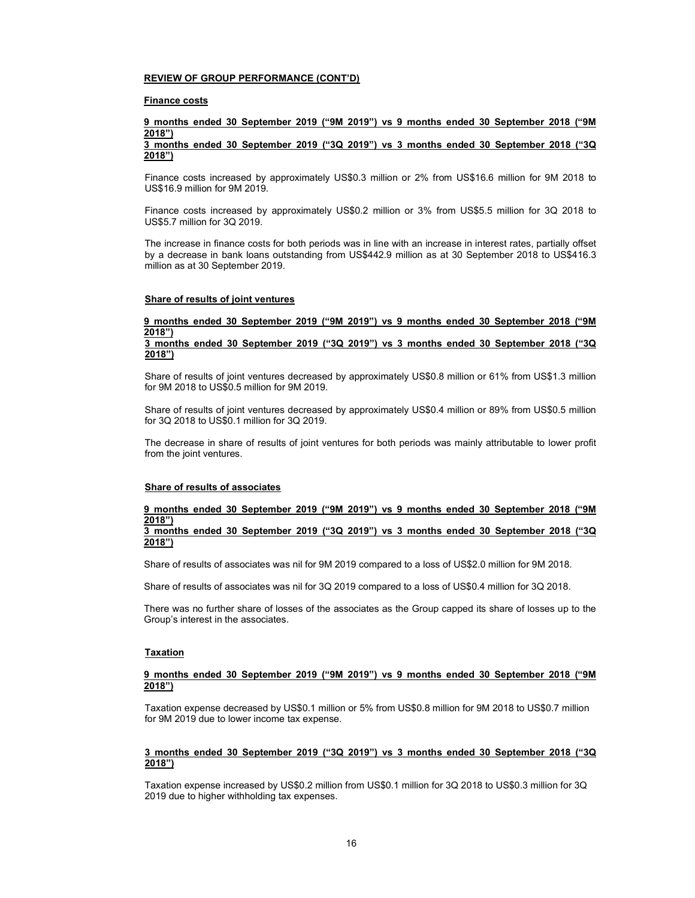**REVIEW OF GROUP PERFORMANCE (CONT'D)**

**Finance costs**

**9 months ended 30 September 2019 ("9M 2019") vs 9 months ended 30 September 2018 ("9M 2018")**
**3 months ended 30 September 2019 ("3Q 2019") vs 3 months ended 30 September 2018 ("3Q 2018")**

Finance costs increased by approximately US$0.3 million or 2% from US$16.6 million for 9M 2018 to US$16.9 million for 9M 2019.

Finance costs increased by approximately US$0.2 million or 3% from US$5.5 million for 3Q 2018 to US$5.7 million for 3Q 2019.

The increase in finance costs for both periods was in line with an increase in interest rates, partially offset by a decrease in bank loans outstanding from US$442.9 million as at 30 September 2018 to US$416.3 million as at 30 September 2019.

**Share of results of joint ventures**

**9 months ended 30 September 2019 ("9M 2019") vs 9 months ended 30 September 2018 ("9M 2018")**
**3 months ended 30 September 2019 ("3Q 2019") vs 3 months ended 30 September 2018 ("3Q 2018")**

Share of results of joint ventures decreased by approximately US$0.8 million or 61% from US$1.3 million for 9M 2018 to US$0.5 million for 9M 2019.

Share of results of joint ventures decreased by approximately US$0.4 million or 89% from US$0.5 million for 3Q 2018 to US$0.1 million for 3Q 2019.

The decrease in share of results of joint ventures for both periods was mainly attributable to lower profit from the joint ventures.

**Share of results of associates**

**9 months ended 30 September 2019 ("9M 2019") vs 9 months ended 30 September 2018 ("9M 2018")**
**3 months ended 30 September 2019 ("3Q 2019") vs 3 months ended 30 September 2018 ("3Q 2018")**

Share of results of associates was nil for 9M 2019 compared to a loss of US$2.0 million for 9M 2018.

Share of results of associates was nil for 3Q 2019 compared to a loss of US$0.4 million for 3Q 2018.

There was no further share of losses of the associates as the Group capped its share of losses up to the Group's interest in the associates.

**Taxation**

**9 months ended 30 September 2019 ("9M 2019") vs 9 months ended 30 September 2018 ("9M 2018")**

Taxation expense decreased by US$0.1 million or 5% from US$0.8 million for 9M 2018 to US$0.7 million for 9M 2019 due to lower income tax expense.

**3 months ended 30 September 2019 ("3Q 2019") vs 3 months ended 30 September 2018 ("3Q 2018")**

Taxation expense increased by US$0.2 million from US$0.1 million for 3Q 2018 to US$0.3 million for 3Q 2019 due to higher withholding tax expenses.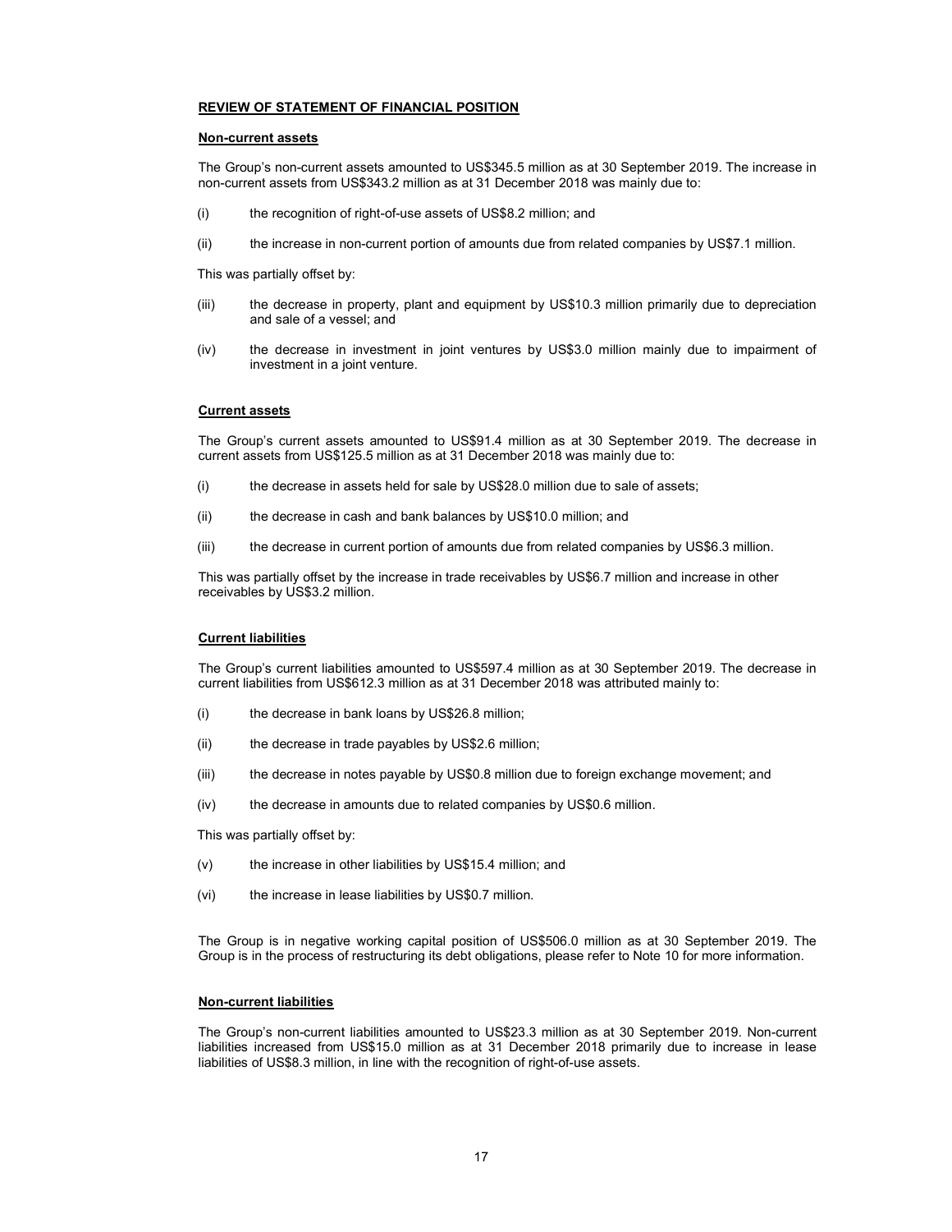## REVIEW OF STATEMENT OF FINANCIAL POSITION

### Non-current assets

The Group's non-current assets amounted to US$345.5 million as at 30 September 2019. The increase in non-current assets from US$343.2 million as at 31 December 2018 was mainly due to:

(i) the recognition of right-of-use assets of US$8.2 million; and

(ii) the increase in non-current portion of amounts due from related companies by US$7.1 million.

This was partially offset by:

(iii) the decrease in property, plant and equipment by US$10.3 million primarily due to depreciation and sale of a vessel; and

(iv) the decrease in investment in joint ventures by US$3.0 million mainly due to impairment of investment in a joint venture.

### Current assets

The Group's current assets amounted to US$91.4 million as at 30 September 2019. The decrease in current assets from US$125.5 million as at 31 December 2018 was mainly due to:

(i) the decrease in assets held for sale by US$28.0 million due to sale of assets;

(ii) the decrease in cash and bank balances by US$10.0 million; and

(iii) the decrease in current portion of amounts due from related companies by US$6.3 million.

This was partially offset by the increase in trade receivables by US$6.7 million and increase in other receivables by US$3.2 million.

### Current liabilities

The Group's current liabilities amounted to US$597.4 million as at 30 September 2019. The decrease in current liabilities from US$612.3 million as at 31 December 2018 was attributed mainly to:

(i) the decrease in bank loans by US$26.8 million;

(ii) the decrease in trade payables by US$2.6 million;

(iii) the decrease in notes payable by US$0.8 million due to foreign exchange movement; and

(iv) the decrease in amounts due to related companies by US$0.6 million.

This was partially offset by:

(v) the increase in other liabilities by US$15.4 million; and

(vi) the increase in lease liabilities by US$0.7 million.

The Group is in negative working capital position of US$506.0 million as at 30 September 2019. The Group is in the process of restructuring its debt obligations, please refer to Note 10 for more information.

### Non-current liabilities

The Group's non-current liabilities amounted to US$23.3 million as at 30 September 2019. Non-current liabilities increased from US$15.0 million as at 31 December 2018 primarily due to increase in lease liabilities of US$8.3 million, in line with the recognition of right-of-use assets.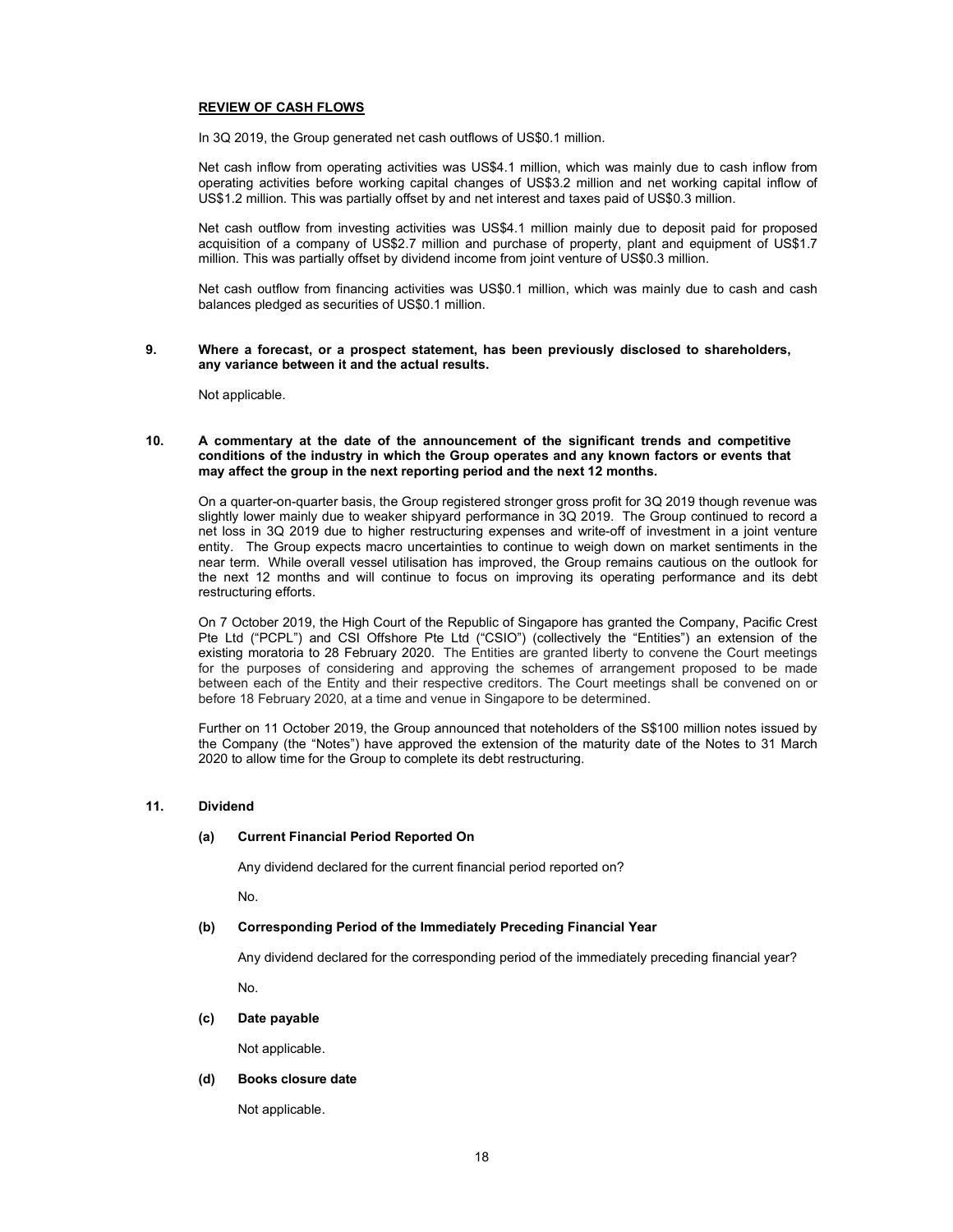**REVIEW OF CASH FLOWS**

In 3Q 2019, the Group generated net cash outflows of US$0.1 million.

Net cash inflow from operating activities was US$4.1 million, which was mainly due to cash inflow from operating activities before working capital changes of US$3.2 million and net working capital inflow of US$1.2 million. This was partially offset by and net interest and taxes paid of US$0.3 million.

Net cash outflow from investing activities was US$4.1 million mainly due to deposit paid for proposed acquisition of a company of US$2.7 million and purchase of property, plant and equipment of US$1.7 million. This was partially offset by dividend income from joint venture of US$0.3 million.

Net cash outflow from financing activities was US$0.1 million, which was mainly due to cash and cash balances pledged as securities of US$0.1 million.

**9. Where a forecast, or a prospect statement, has been previously disclosed to shareholders, any variance between it and the actual results.**

Not applicable.

**10. A commentary at the date of the announcement of the significant trends and competitive conditions of the industry in which the Group operates and any known factors or events that may affect the group in the next reporting period and the next 12 months.**

On a quarter-on-quarter basis, the Group registered stronger gross profit for 3Q 2019 though revenue was slightly lower mainly due to weaker shipyard performance in 3Q 2019. The Group continued to record a net loss in 3Q 2019 due to higher restructuring expenses and write-off of investment in a joint venture entity. The Group expects macro uncertainties to continue to weigh down on market sentiments in the near term. While overall vessel utilisation has improved, the Group remains cautious on the outlook for the next 12 months and will continue to focus on improving its operating performance and its debt restructuring efforts.

On 7 October 2019, the High Court of the Republic of Singapore has granted the Company, Pacific Crest Pte Ltd ("PCPL") and CSI Offshore Pte Ltd ("CSIO") (collectively the "Entities") an extension of the existing moratoria to 28 February 2020. The Entities are granted liberty to convene the Court meetings for the purposes of considering and approving the schemes of arrangement proposed to be made between each of the Entity and their respective creditors. The Court meetings shall be convened on or before 18 February 2020, at a time and venue in Singapore to be determined.

Further on 11 October 2019, the Group announced that noteholders of the S$100 million notes issued by the Company (the "Notes") have approved the extension of the maturity date of the Notes to 31 March 2020 to allow time for the Group to complete its debt restructuring.

**11. Dividend**

**(a) Current Financial Period Reported On**

Any dividend declared for the current financial period reported on?

No.

**(b) Corresponding Period of the Immediately Preceding Financial Year**

Any dividend declared for the corresponding period of the immediately preceding financial year?

No.

**(c) Date payable**

Not applicable.

**(d) Books closure date**

Not applicable.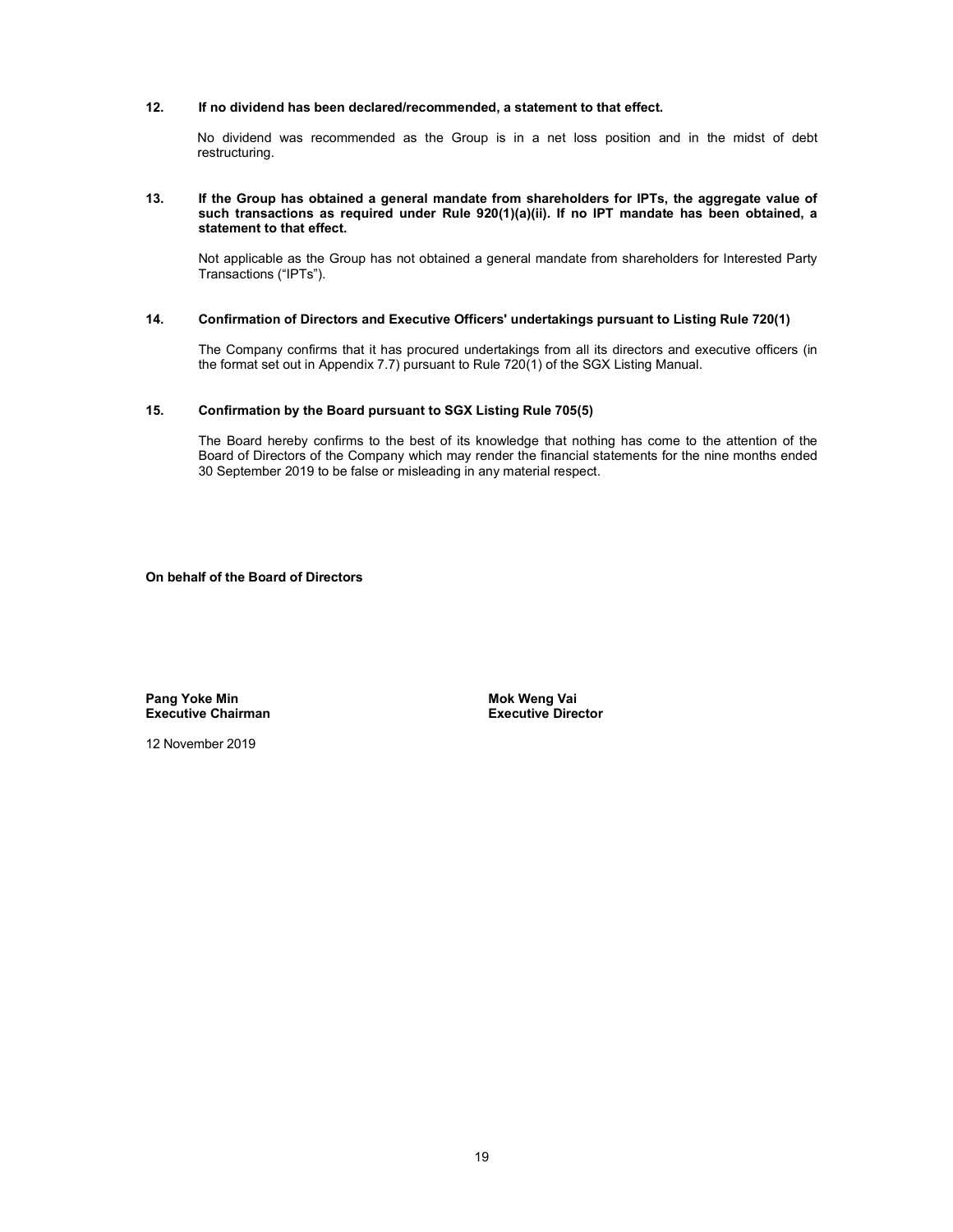**12. If no dividend has been declared/recommended, a statement to that effect.**

No dividend was recommended as the Group is in a net loss position and in the midst of debt restructuring.

**13. If the Group has obtained a general mandate from shareholders for IPTs, the aggregate value of such transactions as required under Rule 920(1)(a)(ii). If no IPT mandate has been obtained, a statement to that effect.**

Not applicable as the Group has not obtained a general mandate from shareholders for Interested Party Transactions ("IPTs").

**14. Confirmation of Directors and Executive Officers' undertakings pursuant to Listing Rule 720(1)**

The Company confirms that it has procured undertakings from all its directors and executive officers (in the format set out in Appendix 7.7) pursuant to Rule 720(1) of the SGX Listing Manual.

**15. Confirmation by the Board pursuant to SGX Listing Rule 705(5)**

The Board hereby confirms to the best of its knowledge that nothing has come to the attention of the Board of Directors of the Company which may render the financial statements for the nine months ended 30 September 2019 to be false or misleading in any material respect.

**On behalf of the Board of Directors**

**Pang Yoke Min**
**Executive Chairman**

**Mok Weng Vai**
**Executive Director**

12 November 2019